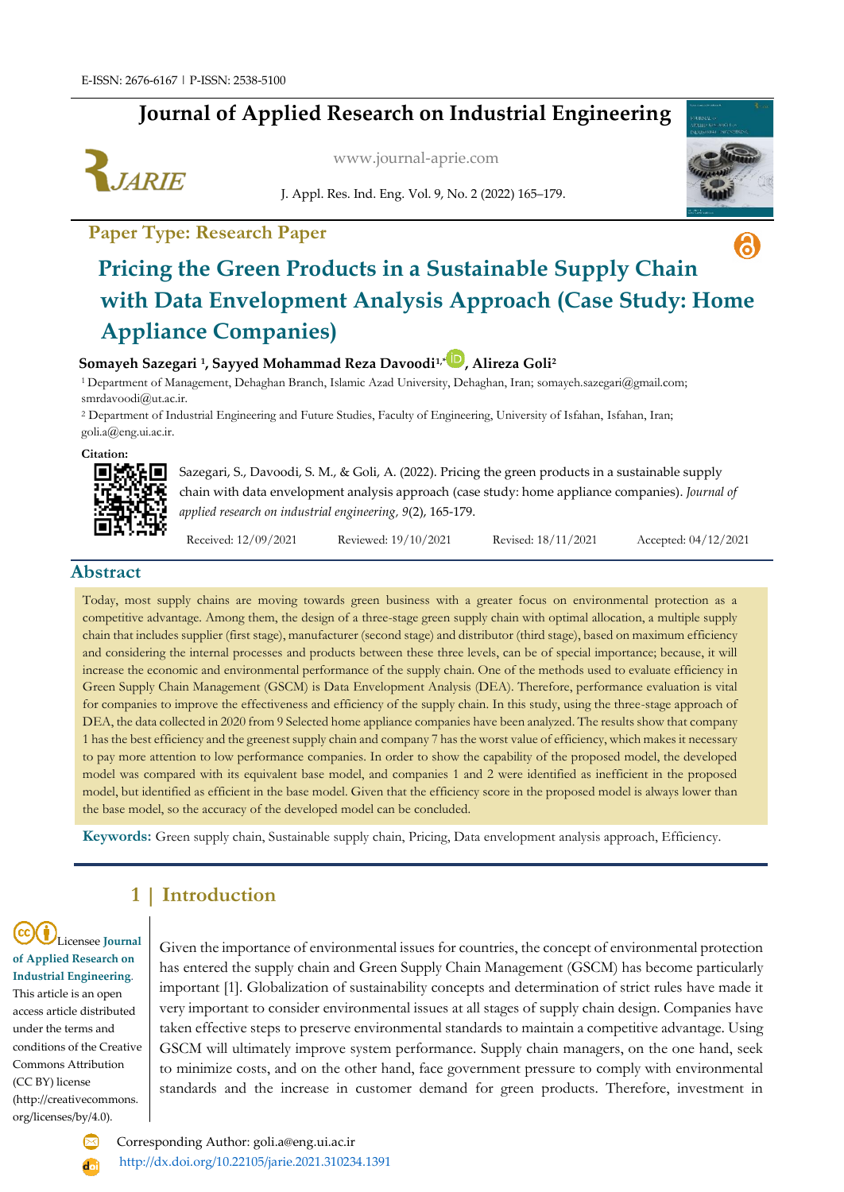E-ISSN: 2676-6167 | P-ISSN: 2538-5100

# Journal of Applied Research on Industrial Engineering

www.journal-aprie.com

J. Appl. Res. Ind. Eng. Vol. 9, No. 2 (2022) 165–179.

**Paper Type: Research Paper**

# Pricing the Green Products in a Sustainable Supply Chain with Data Envelopment Analysis Approach (Case Study: Home Appliance Companies)

**Somayeh Sazegari [1], Sayyed Mohammad Reza Davoodi[1,*], Alireza Goli[2]**

[1] Department of Management, Dehaghan Branch, Islamic Azad University, Dehaghan, Iran; somayeh.sazegari@gmail.com; smrdavoodi@ut.ac.ir.

[2] Department of Industrial Engineering and Future Studies, Faculty of Engineering, University of Isfahan, Isfahan, Iran; goli.a@eng.ui.ac.ir.

**Citation:**

Sazegari, S., Davoodi, S. M., & Goli, A. (2022). Pricing the green products in a sustainable supply chain with data envelopment analysis approach (case study: home appliance companies). *Journal of applied research on industrial engineering, 9*(2), 165-179.

Received: 12/09/2021 Reviewed: 19/10/2021 Revised: 18/11/2021 Accepted: 04/12/2021

## Abstract

Today, most supply chains are moving towards green business with a greater focus on environmental protection as a competitive advantage. Among them, the design of a three-stage green supply chain with optimal allocation, a multiple supply chain that includes supplier (first stage), manufacturer (second stage) and distributor (third stage), based on maximum efficiency and considering the internal processes and products between these three levels, can be of special importance; because, it will increase the economic and environmental performance of the supply chain. One of the methods used to evaluate efficiency in Green Supply Chain Management (GSCM) is Data Envelopment Analysis (DEA). Therefore, performance evaluation is vital for companies to improve the effectiveness and efficiency of the supply chain. In this study, using the three-stage approach of DEA, the data collected in 2020 from 9 Selected home appliance companies have been analyzed. The results show that company 1 has the best efficiency and the greenest supply chain and company 7 has the worst value of efficiency, which makes it necessary to pay more attention to low performance companies. In order to show the capability of the proposed model, the developed model was compared with its equivalent base model, and companies 1 and 2 were identified as inefficient in the proposed model, but identified as efficient in the base model. Given that the efficiency score in the proposed model is always lower than the base model, so the accuracy of the developed model can be concluded.

**Keywords:** Green supply chain, Sustainable supply chain, Pricing, Data envelopment analysis approach, Efficiency.

## 1 | Introduction

Licensee **Journal of Applied Research on Industrial Engineering**. This article is an open access article distributed under the terms and conditions of the Creative Commons Attribution (CC BY) license (http://creativecommons.org/licenses/by/4.0).

Given the importance of environmental issues for countries, the concept of environmental protection has entered the supply chain and Green Supply Chain Management (GSCM) has become particularly important [1]. Globalization of sustainability concepts and determination of strict rules have made it very important to consider environmental issues at all stages of supply chain design. Companies have taken effective steps to preserve environmental standards to maintain a competitive advantage. Using GSCM will ultimately improve system performance. Supply chain managers, on the one hand, seek to minimize costs, and on the other hand, face government pressure to comply with environmental standards and the increase in customer demand for green products. Therefore, investment in

Corresponding Author: goli.a@eng.ui.ac.ir

http://dx.doi.org/10.22105/jarie.2021.310234.1391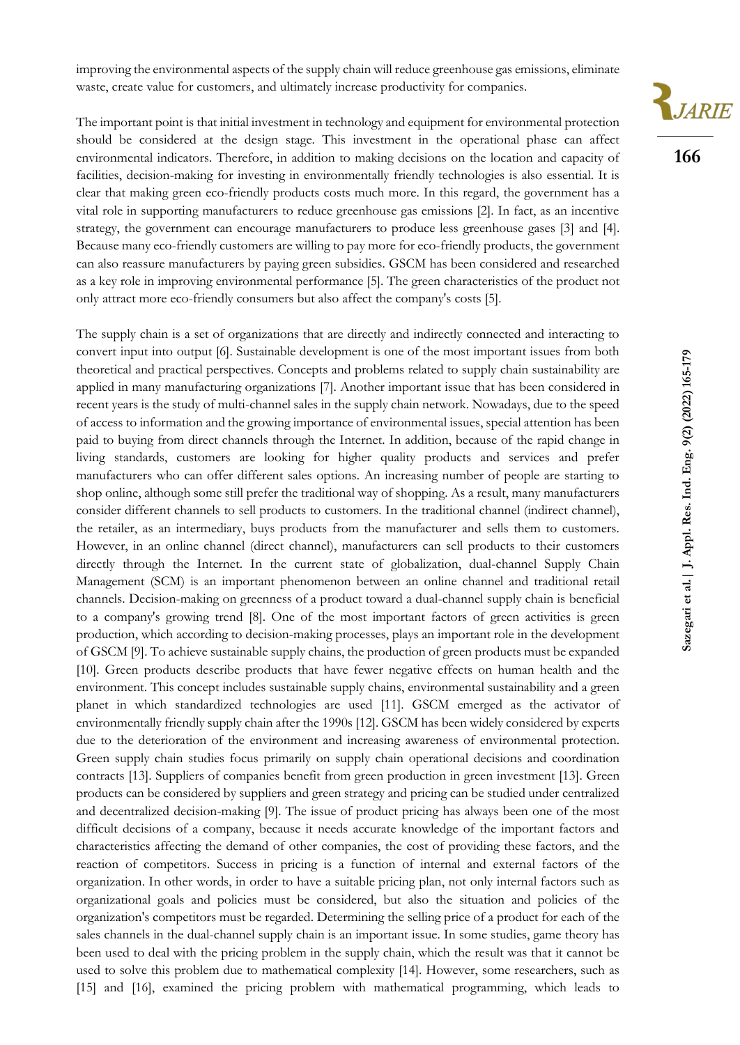improving the environmental aspects of the supply chain will reduce greenhouse gas emissions, eliminate waste, create value for customers, and ultimately increase productivity for companies.

The important point is that initial investment in technology and equipment for environmental protection should be considered at the design stage. This investment in the operational phase can affect environmental indicators. Therefore, in addition to making decisions on the location and capacity of facilities, decision-making for investing in environmentally friendly technologies is also essential. It is clear that making green eco-friendly products costs much more. In this regard, the government has a vital role in supporting manufacturers to reduce greenhouse gas emissions [2]. In fact, as an incentive strategy, the government can encourage manufacturers to produce less greenhouse gases [3] and [4]. Because many eco-friendly customers are willing to pay more for eco-friendly products, the government can also reassure manufacturers by paying green subsidies. GSCM has been considered and researched as a key role in improving environmental performance [5]. The green characteristics of the product not only attract more eco-friendly consumers but also affect the company's costs [5].

The supply chain is a set of organizations that are directly and indirectly connected and interacting to convert input into output [6]. Sustainable development is one of the most important issues from both theoretical and practical perspectives. Concepts and problems related to supply chain sustainability are applied in many manufacturing organizations [7]. Another important issue that has been considered in recent years is the study of multi-channel sales in the supply chain network. Nowadays, due to the speed of access to information and the growing importance of environmental issues, special attention has been paid to buying from direct channels through the Internet. In addition, because of the rapid change in living standards, customers are looking for higher quality products and services and prefer manufacturers who can offer different sales options. An increasing number of people are starting to shop online, although some still prefer the traditional way of shopping. As a result, many manufacturers consider different channels to sell products to customers. In the traditional channel (indirect channel), the retailer, as an intermediary, buys products from the manufacturer and sells them to customers. However, in an online channel (direct channel), manufacturers can sell products to their customers directly through the Internet. In the current state of globalization, dual-channel Supply Chain Management (SCM) is an important phenomenon between an online channel and traditional retail channels. Decision-making on greenness of a product toward a dual-channel supply chain is beneficial to a company's growing trend [8]. One of the most important factors of green activities is green production, which according to decision-making processes, plays an important role in the development of GSCM [9]. To achieve sustainable supply chains, the production of green products must be expanded [10]. Green products describe products that have fewer negative effects on human health and the environment. This concept includes sustainable supply chains, environmental sustainability and a green planet in which standardized technologies are used [11]. GSCM emerged as the activator of environmentally friendly supply chain after the 1990s [12]. GSCM has been widely considered by experts due to the deterioration of the environment and increasing awareness of environmental protection. Green supply chain studies focus primarily on supply chain operational decisions and coordination contracts [13]. Suppliers of companies benefit from green production in green investment [13]. Green products can be considered by suppliers and green strategy and pricing can be studied under centralized and decentralized decision-making [9]. The issue of product pricing has always been one of the most difficult decisions of a company, because it needs accurate knowledge of the important factors and characteristics affecting the demand of other companies, the cost of providing these factors, and the reaction of competitors. Success in pricing is a function of internal and external factors of the organization. In other words, in order to have a suitable pricing plan, not only internal factors such as organizational goals and policies must be considered, but also the situation and policies of the organization's competitors must be regarded. Determining the selling price of a product for each of the sales channels in the dual-channel supply chain is an important issue. In some studies, game theory has been used to deal with the pricing problem in the supply chain, which the result was that it cannot be used to solve this problem due to mathematical complexity [14]. However, some researchers, such as [15] and [16], examined the pricing problem with mathematical programming, which leads to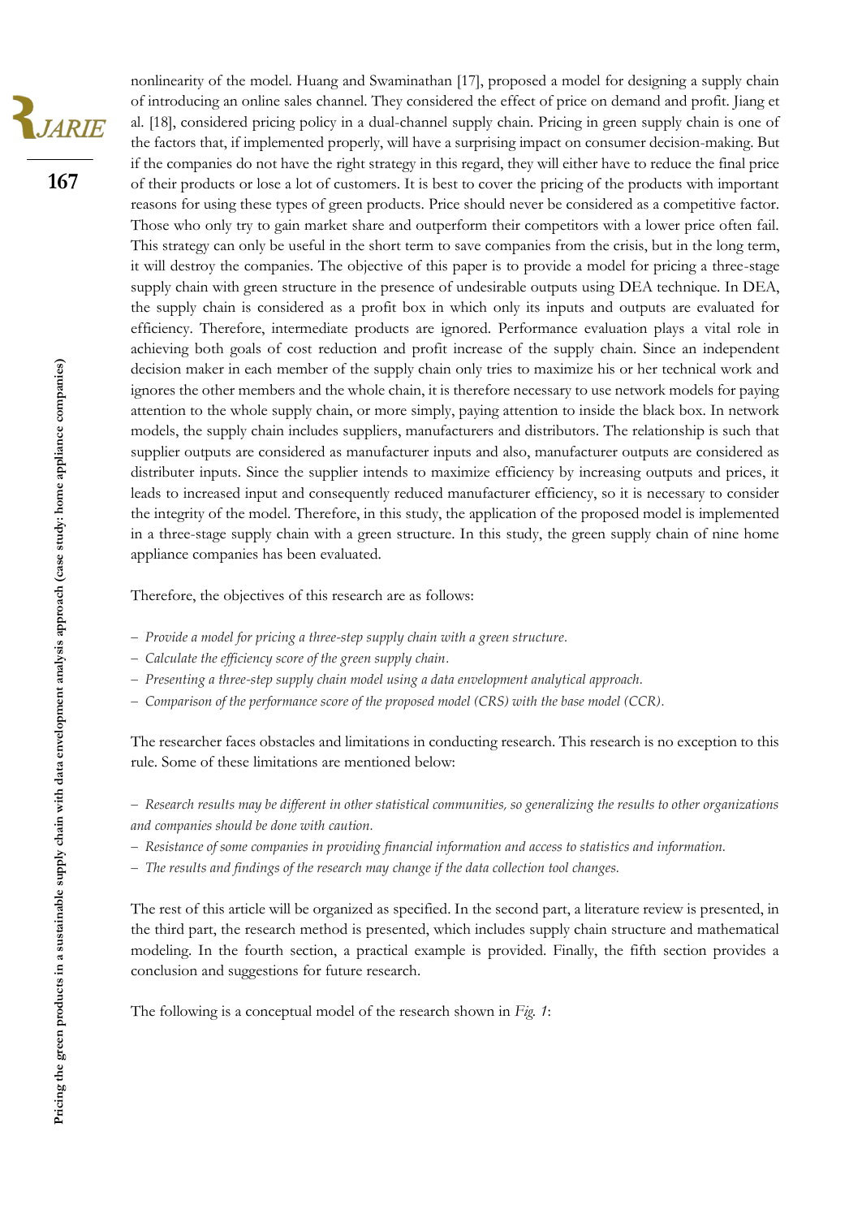nonlinearity of the model. Huang and Swaminathan [17], proposed a model for designing a supply chain of introducing an online sales channel. They considered the effect of price on demand and profit. Jiang et al. [18], considered pricing policy in a dual-channel supply chain. Pricing in green supply chain is one of the factors that, if implemented properly, will have a surprising impact on consumer decision-making. But if the companies do not have the right strategy in this regard, they will either have to reduce the final price of their products or lose a lot of customers. It is best to cover the pricing of the products with important reasons for using these types of green products. Price should never be considered as a competitive factor. Those who only try to gain market share and outperform their competitors with a lower price often fail. This strategy can only be useful in the short term to save companies from the crisis, but in the long term, it will destroy the companies. The objective of this paper is to provide a model for pricing a three-stage supply chain with green structure in the presence of undesirable outputs using DEA technique. In DEA, the supply chain is considered as a profit box in which only its inputs and outputs are evaluated for efficiency. Therefore, intermediate products are ignored. Performance evaluation plays a vital role in achieving both goals of cost reduction and profit increase of the supply chain. Since an independent decision maker in each member of the supply chain only tries to maximize his or her technical work and ignores the other members and the whole chain, it is therefore necessary to use network models for paying attention to the whole supply chain, or more simply, paying attention to inside the black box. In network models, the supply chain includes suppliers, manufacturers and distributors. The relationship is such that supplier outputs are considered as manufacturer inputs and also, manufacturer outputs are considered as distributer inputs. Since the supplier intends to maximize efficiency by increasing outputs and prices, it leads to increased input and consequently reduced manufacturer efficiency, so it is necessary to consider the integrity of the model. Therefore, in this study, the application of the proposed model is implemented in a three-stage supply chain with a green structure. In this study, the green supply chain of nine home appliance companies has been evaluated.

Therefore, the objectives of this research are as follows:

- *Provide a model for pricing a three-step supply chain with a green structure.*
- *Calculate the efficiency score of the green supply chain.*
- *Presenting a three-step supply chain model using a data envelopment analytical approach.*
- *Comparison of the performance score of the proposed model (CRS) with the base model (CCR).*

The researcher faces obstacles and limitations in conducting research. This research is no exception to this rule. Some of these limitations are mentioned below:

- *Research results may be different in other statistical communities, so generalizing the results to other organizations and companies should be done with caution.*
- *Resistance of some companies in providing financial information and access to statistics and information.*
- *The results and findings of the research may change if the data collection tool changes.*

The rest of this article will be organized as specified. In the second part, a literature review is presented, in the third part, the research method is presented, which includes supply chain structure and mathematical modeling. In the fourth section, a practical example is provided. Finally, the fifth section provides a conclusion and suggestions for future research.

The following is a conceptual model of the research shown in *Fig. 1*: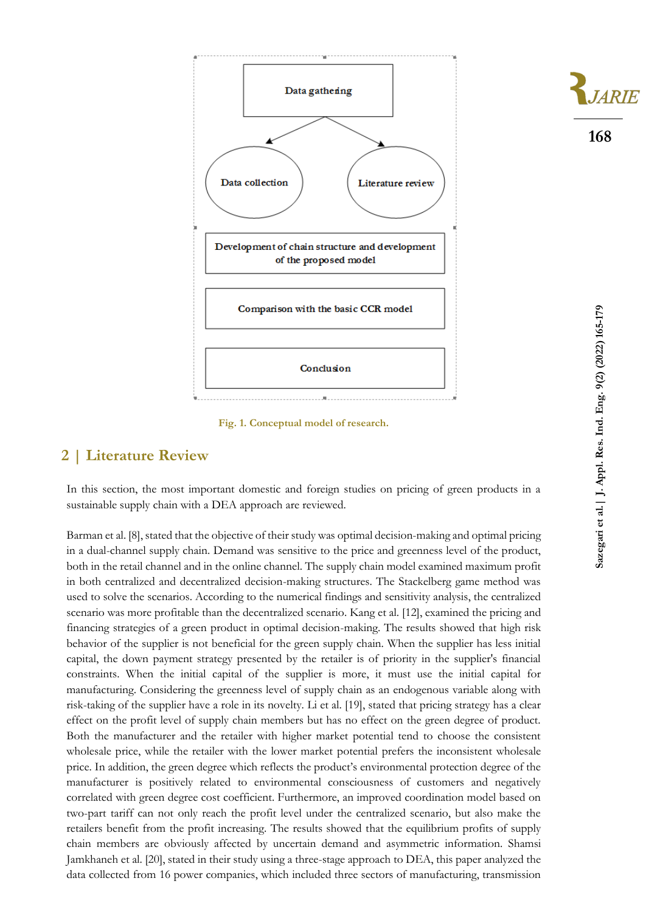Data gathering

Data collection

Literature review

Development of chain structure and development of the proposed model

Comparison with the basic CCR model

Conclusion

Fig. 1. Conceptual model of research.

## 2 | Literature Review

In this section, the most important domestic and foreign studies on pricing of green products in a sustainable supply chain with a DEA approach are reviewed.

Barman et al. [8], stated that the objective of their study was optimal decision-making and optimal pricing in a dual-channel supply chain. Demand was sensitive to the price and greenness level of the product, both in the retail channel and in the online channel. The supply chain model examined maximum profit in both centralized and decentralized decision-making structures. The Stackelberg game method was used to solve the scenarios. According to the numerical findings and sensitivity analysis, the centralized scenario was more profitable than the decentralized scenario. Kang et al. [12], examined the pricing and financing strategies of a green product in optimal decision-making. The results showed that high risk behavior of the supplier is not beneficial for the green supply chain. When the supplier has less initial capital, the down payment strategy presented by the retailer is of priority in the supplier's financial constraints. When the initial capital of the supplier is more, it must use the initial capital for manufacturing. Considering the greenness level of supply chain as an endogenous variable along with risk-taking of the supplier have a role in its novelty. Li et al. [19], stated that pricing strategy has a clear effect on the profit level of supply chain members but has no effect on the green degree of product. Both the manufacturer and the retailer with higher market potential tend to choose the consistent wholesale price, while the retailer with the lower market potential prefers the inconsistent wholesale price. In addition, the green degree which reflects the product's environmental protection degree of the manufacturer is positively related to environmental consciousness of customers and negatively correlated with green degree cost coefficient. Furthermore, an improved coordination model based on two-part tariff can not only reach the profit level under the centralized scenario, but also make the retailers benefit from the profit increasing. The results showed that the equilibrium profits of supply chain members are obviously affected by uncertain demand and asymmetric information. Shamsi Jamkhaneh et al. [20], stated in their study using a three-stage approach to DEA, this paper analyzed the data collected from 16 power companies, which included three sectors of manufacturing, transmission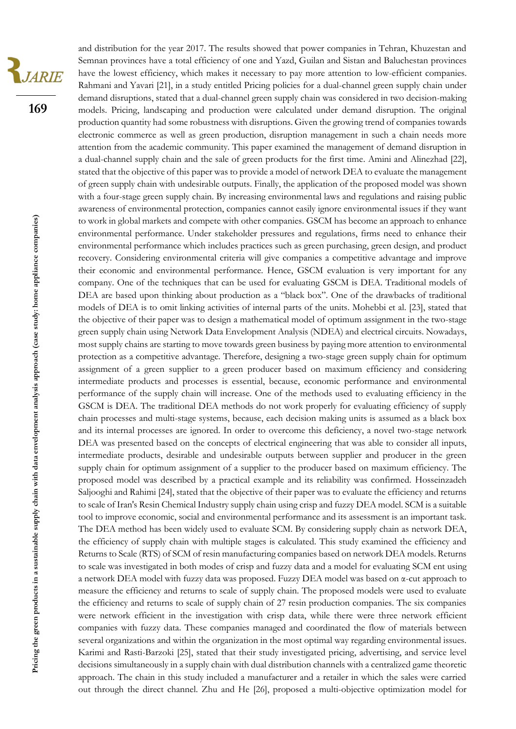and distribution for the year 2017. The results showed that power companies in Tehran, Khuzestan and Semnan provinces have a total efficiency of one and Yazd, Guilan and Sistan and Baluchestan provinces have the lowest efficiency, which makes it necessary to pay more attention to low-efficient companies. Rahmani and Yavari [21], in a study entitled Pricing policies for a dual-channel green supply chain under demand disruptions, stated that a dual-channel green supply chain was considered in two decision-making models. Pricing, landscaping and production were calculated under demand disruption. The original production quantity had some robustness with disruptions. Given the growing trend of companies towards electronic commerce as well as green production, disruption management in such a chain needs more attention from the academic community. This paper examined the management of demand disruption in a dual-channel supply chain and the sale of green products for the first time. Amini and Alinezhad [22], stated that the objective of this paper was to provide a model of network DEA to evaluate the management of green supply chain with undesirable outputs. Finally, the application of the proposed model was shown with a four-stage green supply chain. By increasing environmental laws and regulations and raising public awareness of environmental protection, companies cannot easily ignore environmental issues if they want to work in global markets and compete with other companies. GSCM has become an approach to enhance environmental performance. Under stakeholder pressures and regulations, firms need to enhance their environmental performance which includes practices such as green purchasing, green design, and product recovery. Considering environmental criteria will give companies a competitive advantage and improve their economic and environmental performance. Hence, GSCM evaluation is very important for any company. One of the techniques that can be used for evaluating GSCM is DEA. Traditional models of DEA are based upon thinking about production as a "black box". One of the drawbacks of traditional models of DEA is to omit linking activities of internal parts of the units. Mohebbi et al. [23], stated that the objective of their paper was to design a mathematical model of optimum assignment in the two-stage green supply chain using Network Data Envelopment Analysis (NDEA) and electrical circuits. Nowadays, most supply chains are starting to move towards green business by paying more attention to environmental protection as a competitive advantage. Therefore, designing a two-stage green supply chain for optimum assignment of a green supplier to a green producer based on maximum efficiency and considering intermediate products and processes is essential, because, economic performance and environmental performance of the supply chain will increase. One of the methods used to evaluating efficiency in the GSCM is DEA. The traditional DEA methods do not work properly for evaluating efficiency of supply chain processes and multi-stage systems, because, each decision making units is assumed as a black box and its internal processes are ignored. In order to overcome this deficiency, a novel two-stage network DEA was presented based on the concepts of electrical engineering that was able to consider all inputs, intermediate products, desirable and undesirable outputs between supplier and producer in the green supply chain for optimum assignment of a supplier to the producer based on maximum efficiency. The proposed model was described by a practical example and its reliability was confirmed. Hosseinzadeh Saljooghi and Rahimi [24], stated that the objective of their paper was to evaluate the efficiency and returns to scale of Iran's Resin Chemical Industry supply chain using crisp and fuzzy DEA model. SCM is a suitable tool to improve economic, social and environmental performance and its assessment is an important task. The DEA method has been widely used to evaluate SCM. By considering supply chain as network DEA, the efficiency of supply chain with multiple stages is calculated. This study examined the efficiency and Returns to Scale (RTS) of SCM of resin manufacturing companies based on network DEA models. Returns to scale was investigated in both modes of crisp and fuzzy data and a model for evaluating SCM ent using a network DEA model with fuzzy data was proposed. Fuzzy DEA model was based on α-cut approach to measure the efficiency and returns to scale of supply chain. The proposed models were used to evaluate the efficiency and returns to scale of supply chain of 27 resin production companies. The six companies were network efficient in the investigation with crisp data, while there were three network efficient companies with fuzzy data. These companies managed and coordinated the flow of materials between several organizations and within the organization in the most optimal way regarding environmental issues. Karimi and Rasti-Barzoki [25], stated that their study investigated pricing, advertising, and service level decisions simultaneously in a supply chain with dual distribution channels with a centralized game theoretic approach. The chain in this study included a manufacturer and a retailer in which the sales were carried out through the direct channel. Zhu and He [26], proposed a multi-objective optimization model for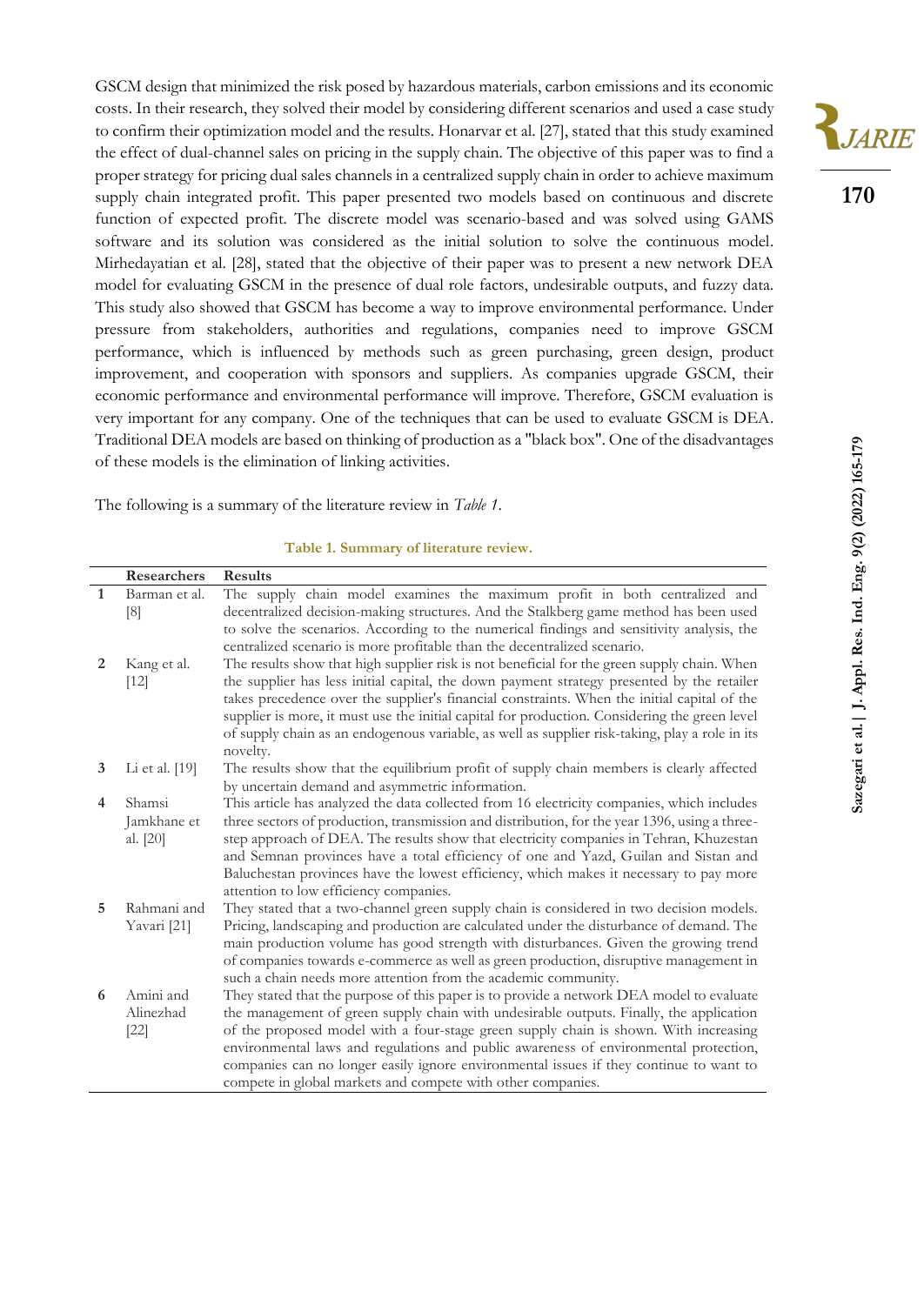GSCM design that minimized the risk posed by hazardous materials, carbon emissions and its economic costs. In their research, they solved their model by considering different scenarios and used a case study to confirm their optimization model and the results. Honarvar et al. [27], stated that this study examined the effect of dual-channel sales on pricing in the supply chain. The objective of this paper was to find a proper strategy for pricing dual sales channels in a centralized supply chain in order to achieve maximum supply chain integrated profit. This paper presented two models based on continuous and discrete function of expected profit. The discrete model was scenario-based and was solved using GAMS software and its solution was considered as the initial solution to solve the continuous model. Mirhedayatian et al. [28], stated that the objective of their paper was to present a new network DEA model for evaluating GSCM in the presence of dual role factors, undesirable outputs, and fuzzy data. This study also showed that GSCM has become a way to improve environmental performance. Under pressure from stakeholders, authorities and regulations, companies need to improve GSCM performance, which is influenced by methods such as green purchasing, green design, product improvement, and cooperation with sponsors and suppliers. As companies upgrade GSCM, their economic performance and environmental performance will improve. Therefore, GSCM evaluation is very important for any company. One of the techniques that can be used to evaluate GSCM is DEA. Traditional DEA models are based on thinking of production as a "black box". One of the disadvantages of these models is the elimination of linking activities.

The following is a summary of the literature review in *Table 1*.

**Table 1. Summary of literature review.**

| | Researchers | Results |
|---|---|---|
| 1 | Barman et al. [8] | The supply chain model examines the maximum profit in both centralized and decentralized decision-making structures. And the Stalkberg game method has been used to solve the scenarios. According to the numerical findings and sensitivity analysis, the centralized scenario is more profitable than the decentralized scenario. |
| 2 | Kang et al. [12] | The results show that high supplier risk is not beneficial for the green supply chain. When the supplier has less initial capital, the down payment strategy presented by the retailer takes precedence over the supplier's financial constraints. When the initial capital of the supplier is more, it must use the initial capital for production. Considering the green level of supply chain as an endogenous variable, as well as supplier risk-taking, play a role in its novelty. |
| 3 | Li et al. [19] | The results show that the equilibrium profit of supply chain members is clearly affected by uncertain demand and asymmetric information. |
| 4 | Shamsi Jamkhane et al. [20] | This article has analyzed the data collected from 16 electricity companies, which includes three sectors of production, transmission and distribution, for the year 1396, using a three-step approach of DEA. The results show that electricity companies in Tehran, Khuzestan and Semnan provinces have a total efficiency of one and Yazd, Guilan and Sistan and Baluchestan provinces have the lowest efficiency, which makes it necessary to pay more attention to low efficiency companies. |
| 5 | Rahmani and Yavari [21] | They stated that a two-channel green supply chain is considered in two decision models. Pricing, landscaping and production are calculated under the disturbance of demand. The main production volume has good strength with disturbances. Given the growing trend of companies towards e-commerce as well as green production, disruptive management in such a chain needs more attention from the academic community. |
| 6 | Amini and Alinezhad [22] | They stated that the purpose of this paper is to provide a network DEA model to evaluate the management of green supply chain with undesirable outputs. Finally, the application of the proposed model with a four-stage green supply chain is shown. With increasing environmental laws and regulations and public awareness of environmental protection, companies can no longer easily ignore environmental issues if they continue to want to compete in global markets and compete with other companies. |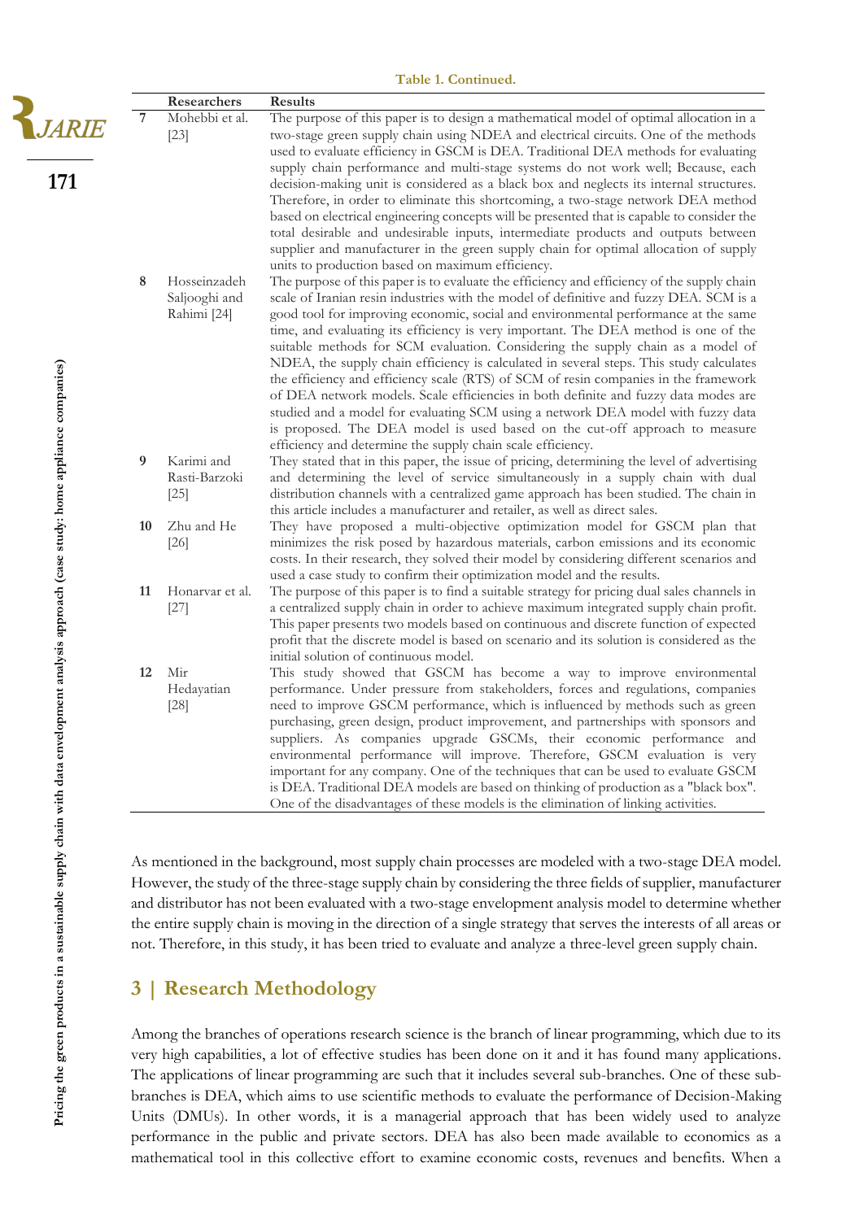**Table 1. Continued.**

| | Researchers | Results |
|---|---|---|
| **7** | Mohebbi et al. [23] | The purpose of this paper is to design a mathematical model of optimal allocation in a two-stage green supply chain using NDEA and electrical circuits. One of the methods used to evaluate efficiency in GSCM is DEA. Traditional DEA methods for evaluating supply chain performance and multi-stage systems do not work well; Because, each decision-making unit is considered as a black box and neglects its internal structures. Therefore, in order to eliminate this shortcoming, a two-stage network DEA method based on electrical engineering concepts will be presented that is capable to consider the total desirable and undesirable inputs, intermediate products and outputs between supplier and manufacturer in the green supply chain for optimal allocation of supply units to production based on maximum efficiency. |
| **8** | Hosseinzadeh Saljooghi and Rahimi [24] | The purpose of this paper is to evaluate the efficiency and efficiency of the supply chain scale of Iranian resin industries with the model of definitive and fuzzy DEA. SCM is a good tool for improving economic, social and environmental performance at the same time, and evaluating its efficiency is very important. The DEA method is one of the suitable methods for SCM evaluation. Considering the supply chain as a model of NDEA, the supply chain efficiency is calculated in several steps. This study calculates the efficiency and efficiency scale (RTS) of SCM of resin companies in the framework of DEA network models. Scale efficiencies in both definite and fuzzy data modes are studied and a model for evaluating SCM using a network DEA model with fuzzy data is proposed. The DEA model is used based on the cut-off approach to measure efficiency and determine the supply chain scale efficiency. |
| **9** | Karimi and Rasti-Barzoki [25] | They stated that in this paper, the issue of pricing, determining the level of advertising and determining the level of service simultaneously in a supply chain with dual distribution channels with a centralized game approach has been studied. The chain in this article includes a manufacturer and retailer, as well as direct sales. |
| **10** | Zhu and He [26] | They have proposed a multi-objective optimization model for GSCM plan that minimizes the risk posed by hazardous materials, carbon emissions and its economic costs. In their research, they solved their model by considering different scenarios and used a case study to confirm their optimization model and the results. |
| **11** | Honarvar et al. [27] | The purpose of this paper is to find a suitable strategy for pricing dual sales channels in a centralized supply chain in order to achieve maximum integrated supply chain profit. This paper presents two models based on continuous and discrete function of expected profit that the discrete model is based on scenario and its solution is considered as the initial solution of continuous model. |
| **12** | Mir Hedayatian [28] | This study showed that GSCM has become a way to improve environmental performance. Under pressure from stakeholders, forces and regulations, companies need to improve GSCM performance, which is influenced by methods such as green purchasing, green design, product improvement, and partnerships with sponsors and suppliers. As companies upgrade GSCMs, their economic performance and environmental performance will improve. Therefore, GSCM evaluation is very important for any company. One of the techniques that can be used to evaluate GSCM is DEA. Traditional DEA models are based on thinking of production as a "black box". One of the disadvantages of these models is the elimination of linking activities. |

As mentioned in the background, most supply chain processes are modeled with a two-stage DEA model. However, the study of the three-stage supply chain by considering the three fields of supplier, manufacturer and distributor has not been evaluated with a two-stage envelopment analysis model to determine whether the entire supply chain is moving in the direction of a single strategy that serves the interests of all areas or not. Therefore, in this study, it has been tried to evaluate and analyze a three-level green supply chain.

## 3 | Research Methodology

Among the branches of operations research science is the branch of linear programming, which due to its very high capabilities, a lot of effective studies has been done on it and it has found many applications. The applications of linear programming are such that it includes several sub-branches. One of these sub-branches is DEA, which aims to use scientific methods to evaluate the performance of Decision-Making Units (DMUs). In other words, it is a managerial approach that has been widely used to analyze performance in the public and private sectors. DEA has also been made available to economics as a mathematical tool in this collective effort to examine economic costs, revenues and benefits. When a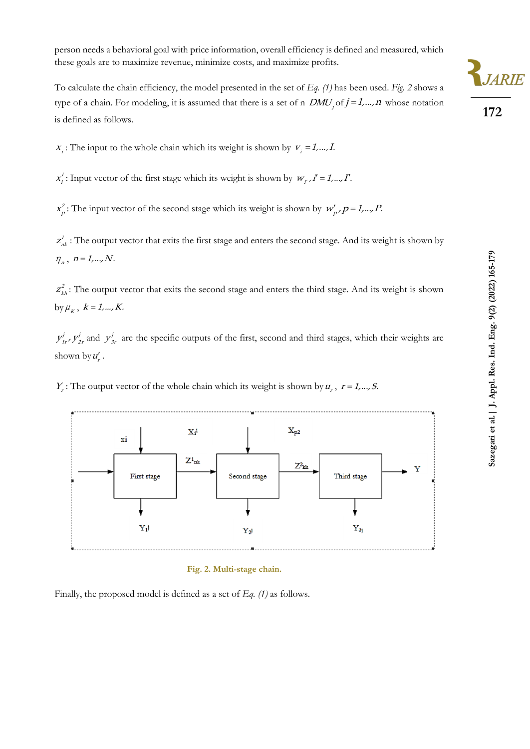person needs a behavioral goal with price information, overall efficiency is defined and measured, which these goals are to maximize revenue, minimize costs, and maximize profits.

To calculate the chain efficiency, the model presented in the set of *Eq. (1)* has been used. *Fig. 2* shows a type of a chain. For modeling, it is assumed that there is a set of n $DMU_j$ of $j = 1,...,n$ whose notation is defined as follows.

$x_i$: The input to the whole chain which its weight is shown by $v_i = 1,..., I.$

$x^1_{i'}$: Input vector of the first stage which its weight is shown by $w_{i'}, i' = 1,..., I'.$

$x^2_p$: The input vector of the second stage which its weight is shown by $w'_p, p = 1,..., P.$

$z^1_{nk}$: The output vector that exits the first stage and enters the second stage. And its weight is shown by $\eta_n$, $n = 1,..., N.$

$z^2_{kh}$: The output vector that exits the second stage and enters the third stage. And its weight is shown by $\mu_K$, $k = 1,..., K.$

$y^j_{1r}, y^j_{2r}$ and $y^j_{3r}$ are the specific outputs of the first, second and third stages, which their weights are shown by $u'_r$.

$Y_r$: The output vector of the whole chain which its weight is shown by $u_r$, $r = 1,..., S.$

Fig. 2. Multi-stage chain.

Finally, the proposed model is defined as a set of *Eq. (1)* as follows.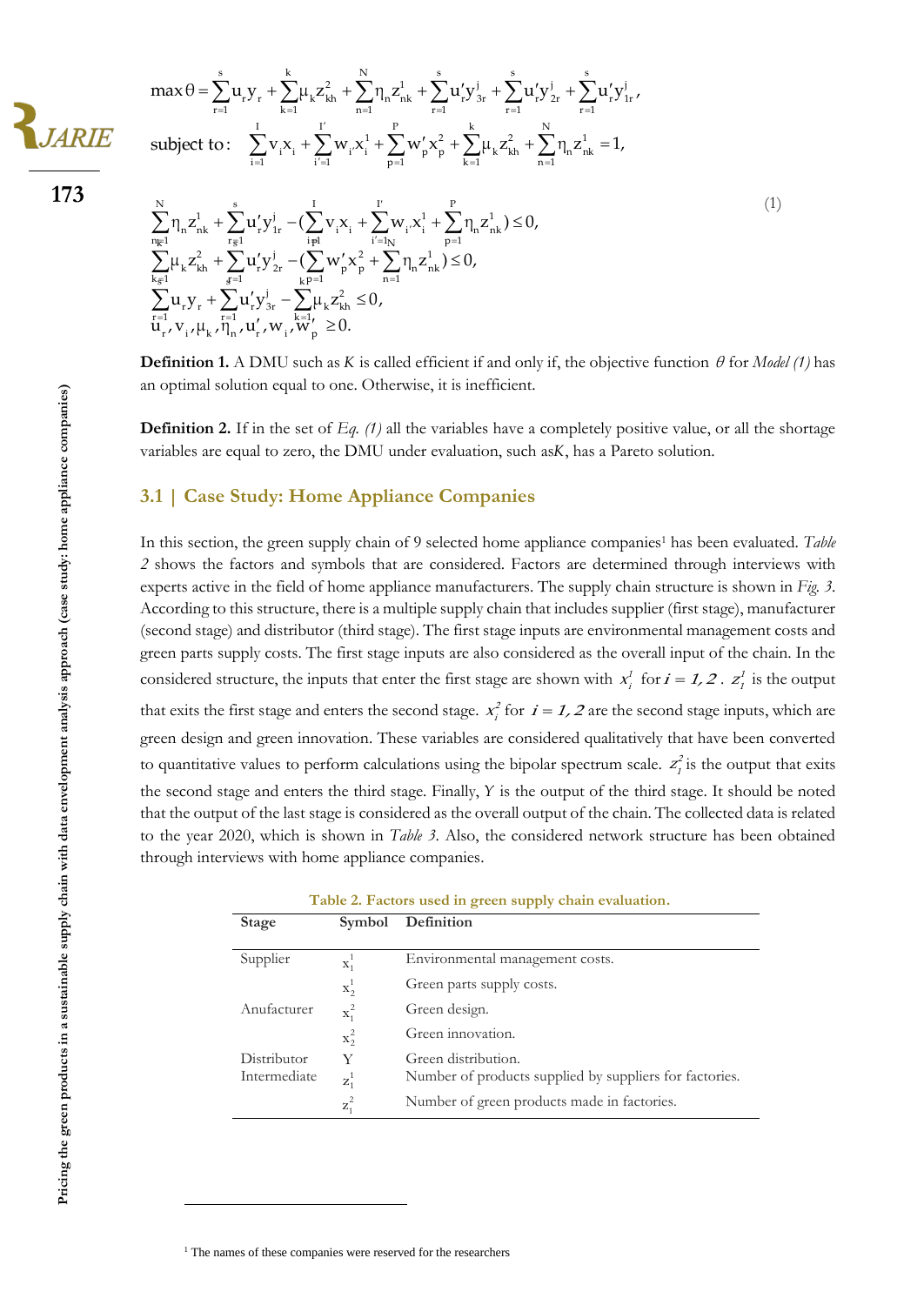$$
\begin{aligned}
\max\theta &= \sum_{r=1}^{s} u_r y_r + \sum_{k=1}^{k} \mu_k z_{kh}^2 + \sum_{n=1}^{N} \eta_n z_{nk}^1 + \sum_{r=1}^{s} u'_r y_{3r}^j + \sum_{r=1}^{s} u'_r y_{2r}^j + \sum_{r=1}^{s} u'_r y_{1r}^j, \\
\text{subject to:} &\quad \sum_{i=1}^{I} v_i x_i + \sum_{i'=1}^{I'} w_i x_i^1 + \sum_{p=1}^{P} w'_p x_p^2 + \sum_{k=1}^{k} \mu_k z_{kh}^2 + \sum_{n=1}^{N} \eta_n z_{nk}^1 = 1, \\
&\sum_{n=1}^{N} \eta_n z_{nk}^1 + \sum_{r=1}^{s} u'_r y_{1r}^j - \left(\sum_{i=1}^{I} v_i x_i + \sum_{i'=1}^{I'} w_{i'} x_i^1 + \sum_{p=1}^{P} \eta_n z_{nk}^1\right) \le 0, \\
&\sum_{k=1}^{N} \mu_k z_{kh}^2 + \sum_{r=1}^{s} u'_r y_{2r}^j - \left(\sum_{p=1}^{k} w'_p x_p^2 + \sum_{n=1}^{N} \eta_n z_{nk}^1\right) \le 0, \\
&\sum_{r=1}^{s} u_r y_r + \sum_{r=1}^{s} u'_r y_{3r}^j - \sum_{k=1}^{k} \mu_k z_{kh}^2 \le 0, \\
&u_r, v_i, \mu_k, \eta_n, u'_r, w_i, w'_p \ge 0.
\end{aligned} \tag{1}
$$

**Definition 1.** A DMU such as *K* is called efficient if and only if, the objective function $\theta$ for *Model (1)* has an optimal solution equal to one. Otherwise, it is inefficient.

**Definition 2.** If in the set of *Eq. (1)* all the variables have a completely positive value, or all the shortage variables are equal to zero, the DMU under evaluation, such as*K*, has a Pareto solution.

## 3.1 | Case Study: Home Appliance Companies

In this section, the green supply chain of 9 selected home appliance companies[1] has been evaluated. *Table 2* shows the factors and symbols that are considered. Factors are determined through interviews with experts active in the field of home appliance manufacturers. The supply chain structure is shown in *Fig. 3.* According to this structure, there is a multiple supply chain that includes supplier (first stage), manufacturer (second stage) and distributor (third stage). The first stage inputs are environmental management costs and green parts supply costs. The first stage inputs are also considered as the overall input of the chain. In the considered structure, the inputs that enter the first stage are shown with $x_i^1$ for $i = 1, 2$ . $z_i^1$ is the output that exits the first stage and enters the second stage. $x_i^2$ for $i = 1, 2$ are the second stage inputs, which are green design and green innovation. These variables are considered qualitatively that have been converted to quantitative values to perform calculations using the bipolar spectrum scale. $z_i^2$ is the output that exits the second stage and enters the third stage. Finally, *Y* is the output of the third stage. It should be noted that the output of the last stage is considered as the overall output of the chain. The collected data is related to the year 2020, which is shown in *Table 3*. Also, the considered network structure has been obtained through interviews with home appliance companies.

Table 2. Factors used in green supply chain evaluation.

| Stage | Symbol | Definition |
|---|---|---|
| Supplier | $x_1^1$ | Environmental management costs. |
| | $x_2^1$ | Green parts supply costs. |
| Anufacturer | $x_1^2$ | Green design. |
| | $x_2^2$ | Green innovation. |
| Distributor | Y | Green distribution. |
| Intermediate | $z_1^1$ | Number of products supplied by suppliers for factories. |
| | $z_1^2$ | Number of green products made in factories. |

[1] The names of these companies were reserved for the researchers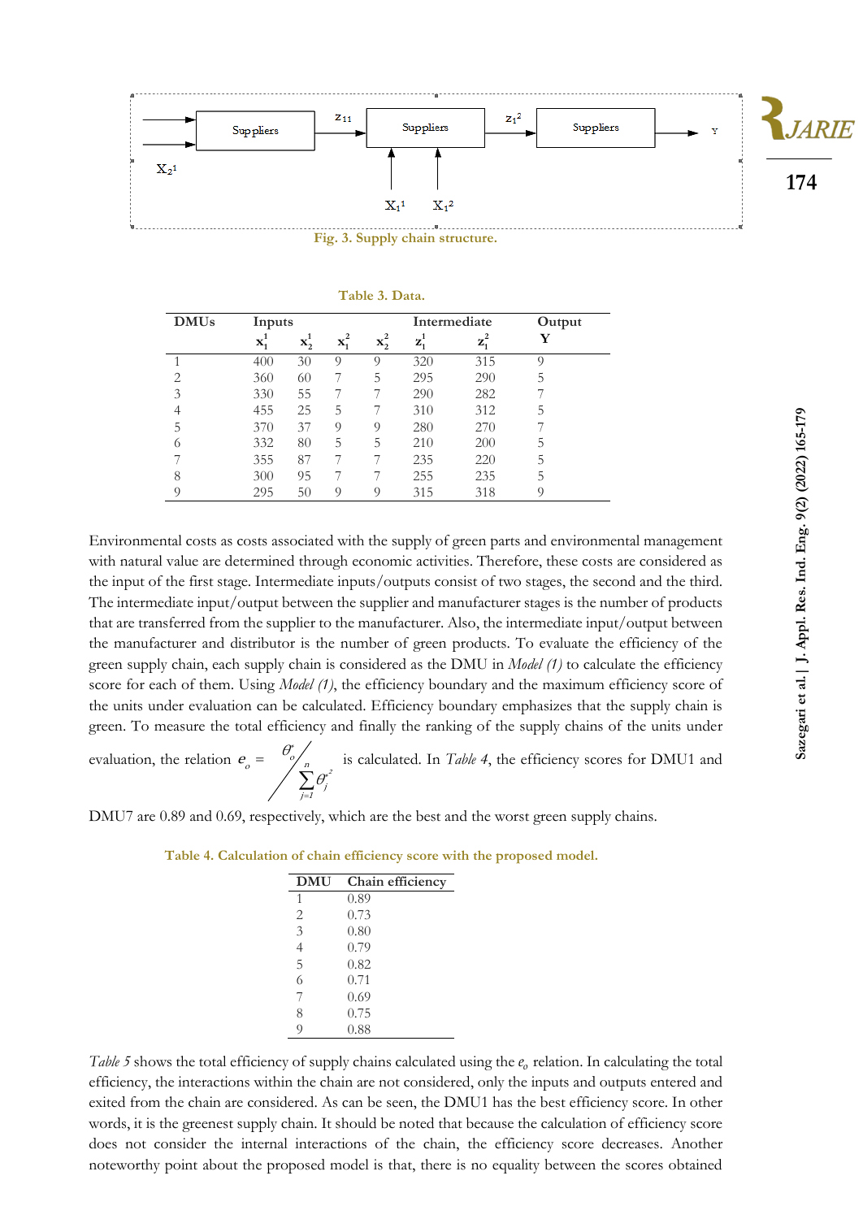Suppliers

$z_{11}$

Suppliers

$z_1^2$

Suppliers

Y

$X_2^1$

$X_1^1$ $X_1^2$

**Fig. 3. Supply chain structure.**

**Table 3. Data.**

| DMUs | Inputs | | | | Intermediate | | Output |
|---|---|---|---|---|---|---|---|
| | $x_1^1$ | $x_2^1$ | $x_1^2$ | $x_2^2$ | $z_1^1$ | $z_1^2$ | Y |
| 1 | 400 | 30 | 9 | 9 | 320 | 315 | 9 |
| 2 | 360 | 60 | 7 | 5 | 295 | 290 | 5 |
| 3 | 330 | 55 | 7 | 7 | 290 | 282 | 7 |
| 4 | 455 | 25 | 5 | 7 | 310 | 312 | 5 |
| 5 | 370 | 37 | 9 | 9 | 280 | 270 | 7 |
| 6 | 332 | 80 | 5 | 5 | 210 | 200 | 5 |
| 7 | 355 | 87 | 7 | 7 | 235 | 220 | 5 |
| 8 | 300 | 95 | 7 | 7 | 255 | 235 | 5 |
| 9 | 295 | 50 | 9 | 9 | 315 | 318 | 9 |

Environmental costs as costs associated with the supply of green parts and environmental management with natural value are determined through economic activities. Therefore, these costs are considered as the input of the first stage. Intermediate inputs/outputs consist of two stages, the second and the third. The intermediate input/output between the supplier and manufacturer stages is the number of products that are transferred from the supplier to the manufacturer. Also, the intermediate input/output between the manufacturer and distributor is the number of green products. To evaluate the efficiency of the green supply chain, each supply chain is considered as the DMU in *Model (1)* to calculate the efficiency score for each of them. Using *Model (1)*, the efficiency boundary and the maximum efficiency score of the units under evaluation can be calculated. Efficiency boundary emphasizes that the supply chain is green. To measure the total efficiency and finally the ranking of the supply chains of the units under evaluation, the relation $e_o = \theta_o^* \Big/ \sum_{j=1}^{n} \theta_j^{*^2}$ is calculated. In *Table 4*, the efficiency scores for DMU1 and DMU7 are 0.89 and 0.69, respectively, which are the best and the worst green supply chains.

**Table 4. Calculation of chain efficiency score with the proposed model.**

| DMU | Chain efficiency |
|---|---|
| 1 | 0.89 |
| 2 | 0.73 |
| 3 | 0.80 |
| 4 | 0.79 |
| 5 | 0.82 |
| 6 | 0.71 |
| 7 | 0.69 |
| 8 | 0.75 |
| 9 | 0.88 |

*Table 5* shows the total efficiency of supply chains calculated using the $e_o$ relation. In calculating the total efficiency, the interactions within the chain are not considered, only the inputs and outputs entered and exited from the chain are considered. As can be seen, the DMU1 has the best efficiency score. In other words, it is the greenest supply chain. It should be noted that because the calculation of efficiency score does not consider the internal interactions of the chain, the efficiency score decreases. Another noteworthy point about the proposed model is that, there is no equality between the scores obtained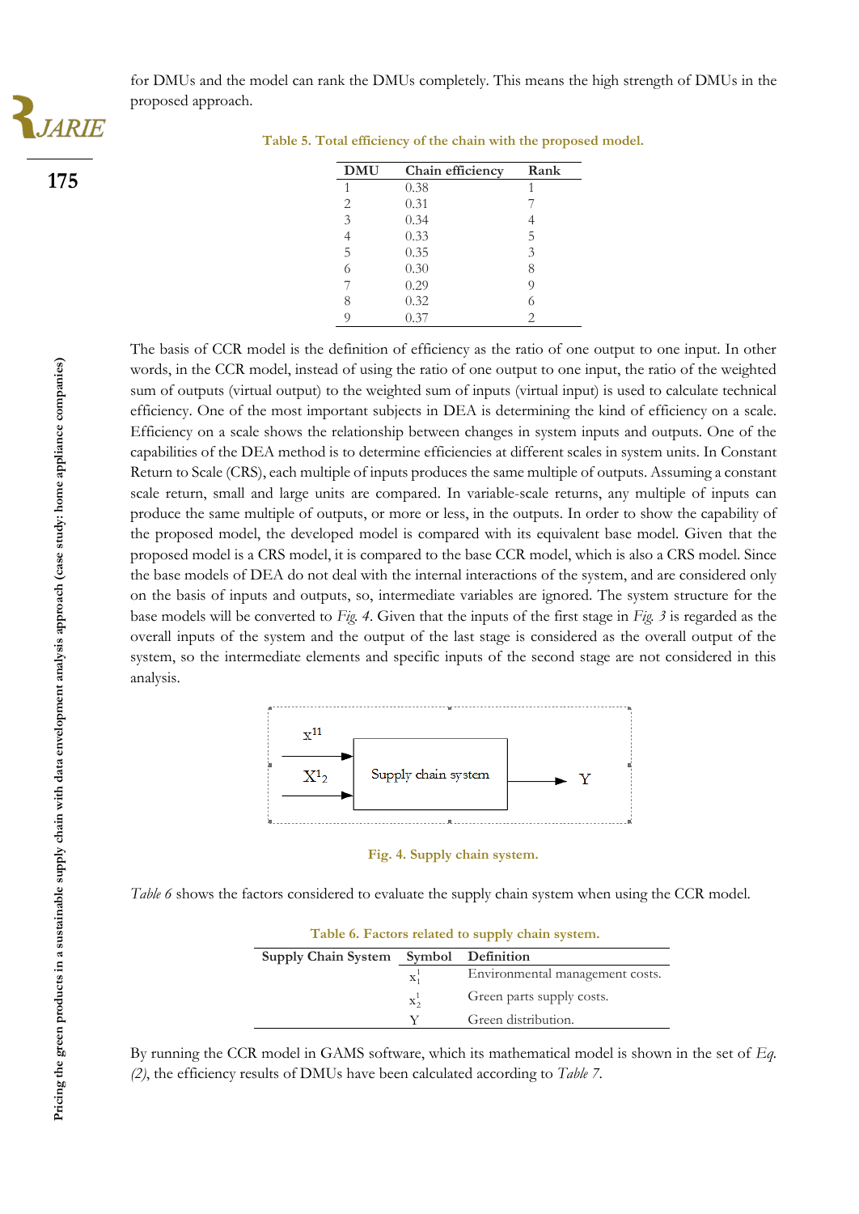for DMUs and the model can rank the DMUs completely. This means the high strength of DMUs in the proposed approach.

**Table 5. Total efficiency of the chain with the proposed model.**

| DMU | Chain efficiency | Rank |
|---|---|---|
| 1 | 0.38 | 1 |
| 2 | 0.31 | 7 |
| 3 | 0.34 | 4 |
| 4 | 0.33 | 5 |
| 5 | 0.35 | 3 |
| 6 | 0.30 | 8 |
| 7 | 0.29 | 9 |
| 8 | 0.32 | 6 |
| 9 | 0.37 | 2 |

The basis of CCR model is the definition of efficiency as the ratio of one output to one input. In other words, in the CCR model, instead of using the ratio of one output to one input, the ratio of the weighted sum of outputs (virtual output) to the weighted sum of inputs (virtual input) is used to calculate technical efficiency. One of the most important subjects in DEA is determining the kind of efficiency on a scale. Efficiency on a scale shows the relationship between changes in system inputs and outputs. One of the capabilities of the DEA method is to determine efficiencies at different scales in system units. In Constant Return to Scale (CRS), each multiple of inputs produces the same multiple of outputs. Assuming a constant scale return, small and large units are compared. In variable-scale returns, any multiple of inputs can produce the same multiple of outputs, or more or less, in the outputs. In order to show the capability of the proposed model, the developed model is compared with its equivalent base model. Given that the proposed model is a CRS model, it is compared to the base CCR model, which is also a CRS model. Since the base models of DEA do not deal with the internal interactions of the system, and are considered only on the basis of inputs and outputs, so, intermediate variables are ignored. The system structure for the base models will be converted to *Fig. 4*. Given that the inputs of the first stage in *Fig. 3* is regarded as the overall inputs of the system and the output of the last stage is considered as the overall output of the system, so the intermediate elements and specific inputs of the second stage are not considered in this analysis.

$x^{11}$ → Supply chain system → $Y$

$X^{1}{}_{2}$ →

**Fig. 4. Supply chain system.**

*Table 6* shows the factors considered to evaluate the supply chain system when using the CCR model.

**Table 6. Factors related to supply chain system.**

| Supply Chain System | Symbol | Definition |
|---|---|---|
| | $x_1^1$ | Environmental management costs. |
| | $x_2^1$ | Green parts supply costs. |
| | Y | Green distribution. |

By running the CCR model in GAMS software, which its mathematical model is shown in the set of *Eq. (2)*, the efficiency results of DMUs have been calculated according to *Table 7*.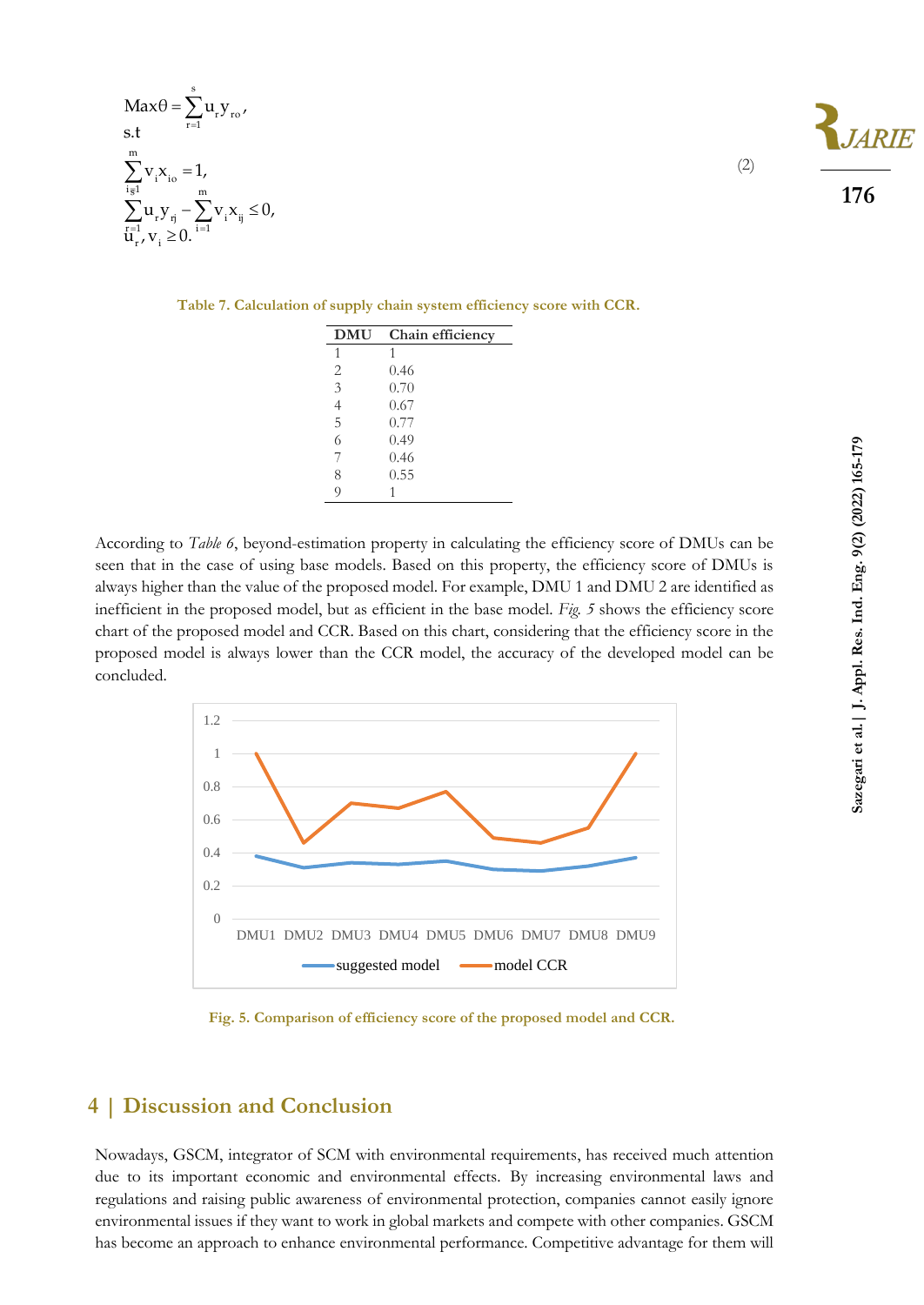$$
\begin{aligned}
&\text{Max}\theta = \sum_{r=1}^{s} u_r y_{ro}, \\
&\text{s.t} \\
&\sum_{i=1}^{m} v_i x_{io} = 1, \\
&\sum_{r=1}^{s} u_r y_{rj} - \sum_{i=1}^{m} v_i x_{ij} \le 0, \\
&u_r, v_i \ge 0.
\end{aligned}
\tag{2}
$$

**Table 7. Calculation of supply chain system efficiency score with CCR.**

| DMU | Chain efficiency |
|---|---|
| 1 | 1 |
| 2 | 0.46 |
| 3 | 0.70 |
| 4 | 0.67 |
| 5 | 0.77 |
| 6 | 0.49 |
| 7 | 0.46 |
| 8 | 0.55 |
| 9 | 1 |

According to *Table 6*, beyond-estimation property in calculating the efficiency score of DMUs can be seen that in the case of using base models. Based on this property, the efficiency score of DMUs is always higher than the value of the proposed model. For example, DMU 1 and DMU 2 are identified as inefficient in the proposed model, but as efficient in the base model. *Fig. 5* shows the efficiency score chart of the proposed model and CCR. Based on this chart, considering that the efficiency score in the proposed model is always lower than the CCR model, the accuracy of the developed model can be concluded.

**Fig. 5. Comparison of efficiency score of the proposed model and CCR.**

## 4 | Discussion and Conclusion

Nowadays, GSCM, integrator of SCM with environmental requirements, has received much attention due to its important economic and environmental effects. By increasing environmental laws and regulations and raising public awareness of environmental protection, companies cannot easily ignore environmental issues if they want to work in global markets and compete with other companies. GSCM has become an approach to enhance environmental performance. Competitive advantage for them will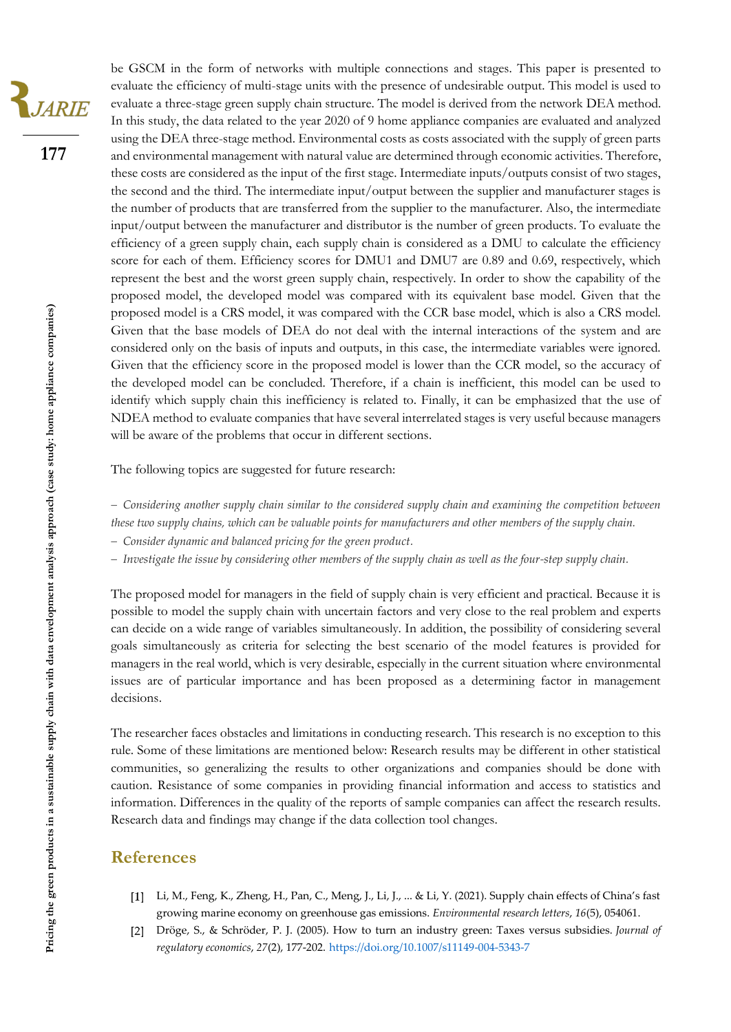be GSCM in the form of networks with multiple connections and stages. This paper is presented to evaluate the efficiency of multi-stage units with the presence of undesirable output. This model is used to evaluate a three-stage green supply chain structure. The model is derived from the network DEA method. In this study, the data related to the year 2020 of 9 home appliance companies are evaluated and analyzed using the DEA three-stage method. Environmental costs as costs associated with the supply of green parts and environmental management with natural value are determined through economic activities. Therefore, these costs are considered as the input of the first stage. Intermediate inputs/outputs consist of two stages, the second and the third. The intermediate input/output between the supplier and manufacturer stages is the number of products that are transferred from the supplier to the manufacturer. Also, the intermediate input/output between the manufacturer and distributor is the number of green products. To evaluate the efficiency of a green supply chain, each supply chain is considered as a DMU to calculate the efficiency score for each of them. Efficiency scores for DMU1 and DMU7 are 0.89 and 0.69, respectively, which represent the best and the worst green supply chain, respectively. In order to show the capability of the proposed model, the developed model was compared with its equivalent base model. Given that the proposed model is a CRS model, it was compared with the CCR base model, which is also a CRS model. Given that the base models of DEA do not deal with the internal interactions of the system and are considered only on the basis of inputs and outputs, in this case, the intermediate variables were ignored. Given that the efficiency score in the proposed model is lower than the CCR model, so the accuracy of the developed model can be concluded. Therefore, if a chain is inefficient, this model can be used to identify which supply chain this inefficiency is related to. Finally, it can be emphasized that the use of NDEA method to evaluate companies that have several interrelated stages is very useful because managers will be aware of the problems that occur in different sections.

The following topics are suggested for future research:

– *Considering another supply chain similar to the considered supply chain and examining the competition between these two supply chains, which can be valuable points for manufacturers and other members of the supply chain.*
– *Consider dynamic and balanced pricing for the green product.*
– *Investigate the issue by considering other members of the supply chain as well as the four-step supply chain.*

The proposed model for managers in the field of supply chain is very efficient and practical. Because it is possible to model the supply chain with uncertain factors and very close to the real problem and experts can decide on a wide range of variables simultaneously. In addition, the possibility of considering several goals simultaneously as criteria for selecting the best scenario of the model features is provided for managers in the real world, which is very desirable, especially in the current situation where environmental issues are of particular importance and has been proposed as a determining factor in management decisions.

The researcher faces obstacles and limitations in conducting research. This research is no exception to this rule. Some of these limitations are mentioned below: Research results may be different in other statistical communities, so generalizing the results to other organizations and companies should be done with caution. Resistance of some companies in providing financial information and access to statistics and information. Differences in the quality of the reports of sample companies can affect the research results. Research data and findings may change if the data collection tool changes.

## References

[1] Li, M., Feng, K., Zheng, H., Pan, C., Meng, J., Li, J., ... & Li, Y. (2021). Supply chain effects of China's fast growing marine economy on greenhouse gas emissions. *Environmental research letters*, *16*(5), 054061.

[2] Dröge, S., & Schröder, P. J. (2005). How to turn an industry green: Taxes versus subsidies. *Journal of regulatory economics*, *27*(2), 177-202. https://doi.org/10.1007/s11149-004-5343-7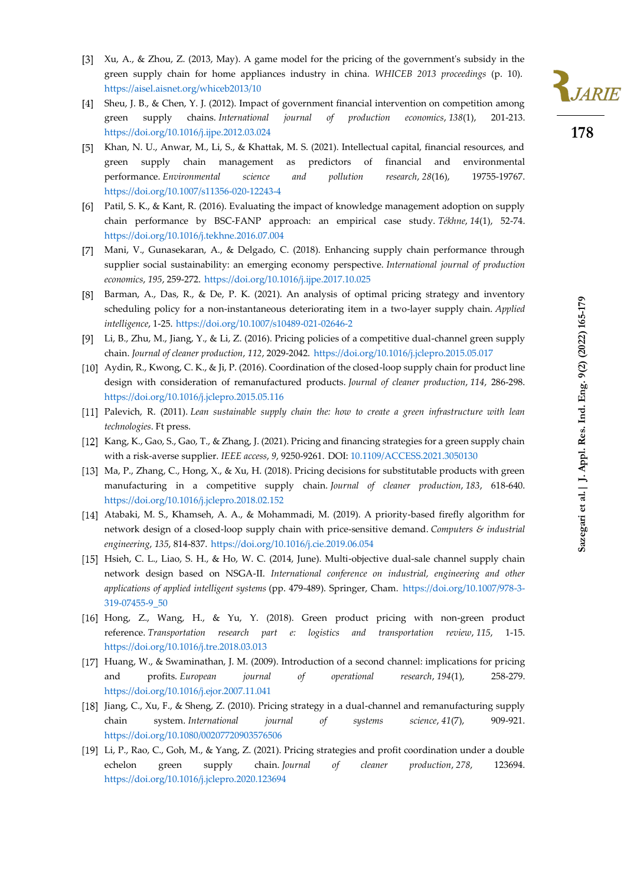[3] Xu, A., & Zhou, Z. (2013, May). A game model for the pricing of the government's subsidy in the green supply chain for home appliances industry in china. *WHICEB 2013 proceedings* (p. 10). https://aisel.aisnet.org/whiceb2013/10

[4] Sheu, J. B., & Chen, Y. J. (2012). Impact of government financial intervention on competition among green supply chains. *International journal of production economics*, *138*(1), 201-213. https://doi.org/10.1016/j.ijpe.2012.03.024

[5] Khan, N. U., Anwar, M., Li, S., & Khattak, M. S. (2021). Intellectual capital, financial resources, and green supply chain management as predictors of financial and environmental performance. *Environmental science and pollution research*, *28*(16), 19755-19767. https://doi.org/10.1007/s11356-020-12243-4

[6] Patil, S. K., & Kant, R. (2016). Evaluating the impact of knowledge management adoption on supply chain performance by BSC-FANP approach: an empirical case study. *Tékhne*, *14*(1), 52-74. https://doi.org/10.1016/j.tekhne.2016.07.004

[7] Mani, V., Gunasekaran, A., & Delgado, C. (2018). Enhancing supply chain performance through supplier social sustainability: an emerging economy perspective. *International journal of production economics*, *195*, 259-272. https://doi.org/10.1016/j.ijpe.2017.10.025

[8] Barman, A., Das, R., & De, P. K. (2021). An analysis of optimal pricing strategy and inventory scheduling policy for a non-instantaneous deteriorating item in a two-layer supply chain. *Applied intelligence*, 1-25. https://doi.org/10.1007/s10489-021-02646-2

[9] Li, B., Zhu, M., Jiang, Y., & Li, Z. (2016). Pricing policies of a competitive dual-channel green supply chain. *Journal of cleaner production*, *112*, 2029-2042. https://doi.org/10.1016/j.jclepro.2015.05.017

[10] Aydin, R., Kwong, C. K., & Ji, P. (2016). Coordination of the closed-loop supply chain for product line design with consideration of remanufactured products. *Journal of cleaner production*, *114*, 286-298. https://doi.org/10.1016/j.jclepro.2015.05.116

[11] Palevich, R. (2011). *Lean sustainable supply chain the: how to create a green infrastructure with lean technologies*. Ft press.

[12] Kang, K., Gao, S., Gao, T., & Zhang, J. (2021). Pricing and financing strategies for a green supply chain with a risk-averse supplier. *IEEE access*, *9*, 9250-9261. DOI: 10.1109/ACCESS.2021.3050130

[13] Ma, P., Zhang, C., Hong, X., & Xu, H. (2018). Pricing decisions for substitutable products with green manufacturing in a competitive supply chain. *Journal of cleaner production*, *183*, 618-640. https://doi.org/10.1016/j.jclepro.2018.02.152

[14] Atabaki, M. S., Khamseh, A. A., & Mohammadi, M. (2019). A priority-based firefly algorithm for network design of a closed-loop supply chain with price-sensitive demand. *Computers & industrial engineering*, *135*, 814-837. https://doi.org/10.1016/j.cie.2019.06.054

[15] Hsieh, C. L., Liao, S. H., & Ho, W. C. (2014, June). Multi-objective dual-sale channel supply chain network design based on NSGA-II. *International conference on industrial, engineering and other applications of applied intelligent systems* (pp. 479-489). Springer, Cham. https://doi.org/10.1007/978-3-319-07455-9_50

[16] Hong, Z., Wang, H., & Yu, Y. (2018). Green product pricing with non-green product reference. *Transportation research part e: logistics and transportation review*, *115*, 1-15. https://doi.org/10.1016/j.tre.2018.03.013

[17] Huang, W., & Swaminathan, J. M. (2009). Introduction of a second channel: implications for pricing and profits. *European journal of operational research*, *194*(1), 258-279. https://doi.org/10.1016/j.ejor.2007.11.041

[18] Jiang, C., Xu, F., & Sheng, Z. (2010). Pricing strategy in a dual-channel and remanufacturing supply chain system. *International journal of systems science*, *41*(7), 909-921. https://doi.org/10.1080/00207720903576506

[19] Li, P., Rao, C., Goh, M., & Yang, Z. (2021). Pricing strategies and profit coordination under a double echelon green supply chain. *Journal of cleaner production*, *278*, 123694. https://doi.org/10.1016/j.jclepro.2020.123694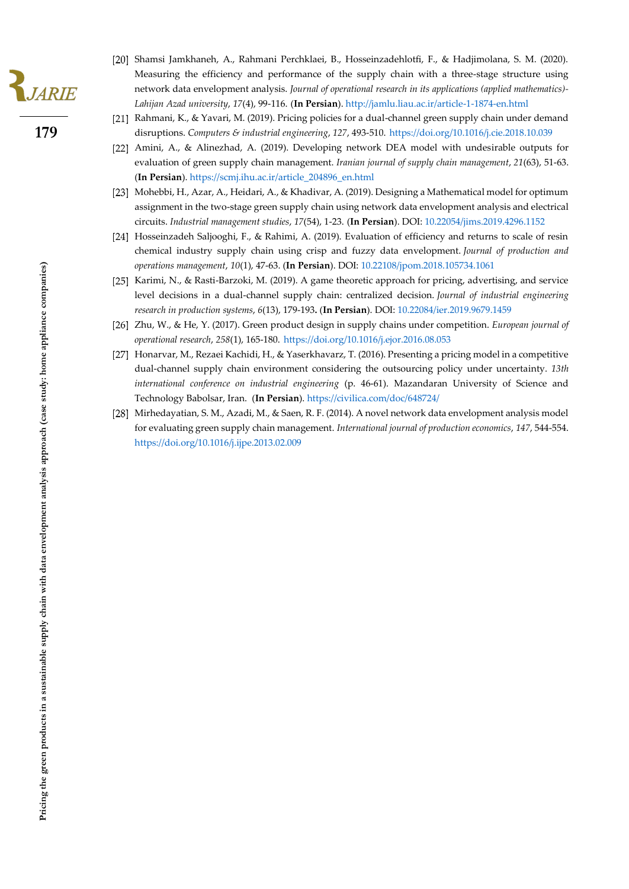[20] Shamsi Jamkhaneh, A., Rahmani Perchklaei, B., Hosseinzadehlotfi, F., & Hadjimolana, S. M. (2020). Measuring the efficiency and performance of the supply chain with a three-stage structure using network data envelopment analysis. *Journal of operational research in its applications (applied mathematics)- Lahijan Azad university*, *17*(4), 99-116. (**In Persian**). http://jamlu.liau.ac.ir/article-1-1874-en.html

[21] Rahmani, K., & Yavari, M. (2019). Pricing policies for a dual-channel green supply chain under demand disruptions. *Computers & industrial engineering*, *127*, 493-510. https://doi.org/10.1016/j.cie.2018.10.039

[22] Amini, A., & Alinezhad, A. (2019). Developing network DEA model with undesirable outputs for evaluation of green supply chain management. *Iranian journal of supply chain management*, *21*(63), 51-63. (**In Persian**). https://scmj.ihu.ac.ir/article_204896_en.html

[23] Mohebbi, H., Azar, A., Heidari, A., & Khadivar, A. (2019). Designing a Mathematical model for optimum assignment in the two-stage green supply chain using network data envelopment analysis and electrical circuits. *Industrial management studies*, *17*(54), 1-23. (**In Persian**). DOI: 10.22054/jims.2019.4296.1152

[24] Hosseinzadeh Saljooghi, F., & Rahimi, A. (2019). Evaluation of efficiency and returns to scale of resin chemical industry supply chain using crisp and fuzzy data envelopment. *Journal of production and operations management*, *10*(1), 47-63. (**In Persian**). DOI: 10.22108/jpom.2018.105734.1061

[25] Karimi, N., & Rasti-Barzoki, M. (2019). A game theoretic approach for pricing, advertising, and service level decisions in a dual-channel supply chain: centralized decision. *Journal of industrial engineering research in production systems*, *6*(13), 179-193. (**In Persian**). DOI: 10.22084/ier.2019.9679.1459

[26] Zhu, W., & He, Y. (2017). Green product design in supply chains under competition. *European journal of operational research*, *258*(1), 165-180. https://doi.org/10.1016/j.ejor.2016.08.053

[27] Honarvar, M., Rezaei Kachidi, H., & Yaserkhavarz, T. (2016). Presenting a pricing model in a competitive dual-channel supply chain environment considering the outsourcing policy under uncertainty. *13th international conference on industrial engineering* (p. 46-61). Mazandaran University of Science and Technology Babolsar, Iran. (**In Persian**). https://civilica.com/doc/648724/

[28] Mirhedayatian, S. M., Azadi, M., & Saen, R. F. (2014). A novel network data envelopment analysis model for evaluating green supply chain management. *International journal of production economics*, *147*, 544-554. https://doi.org/10.1016/j.ijpe.2013.02.009